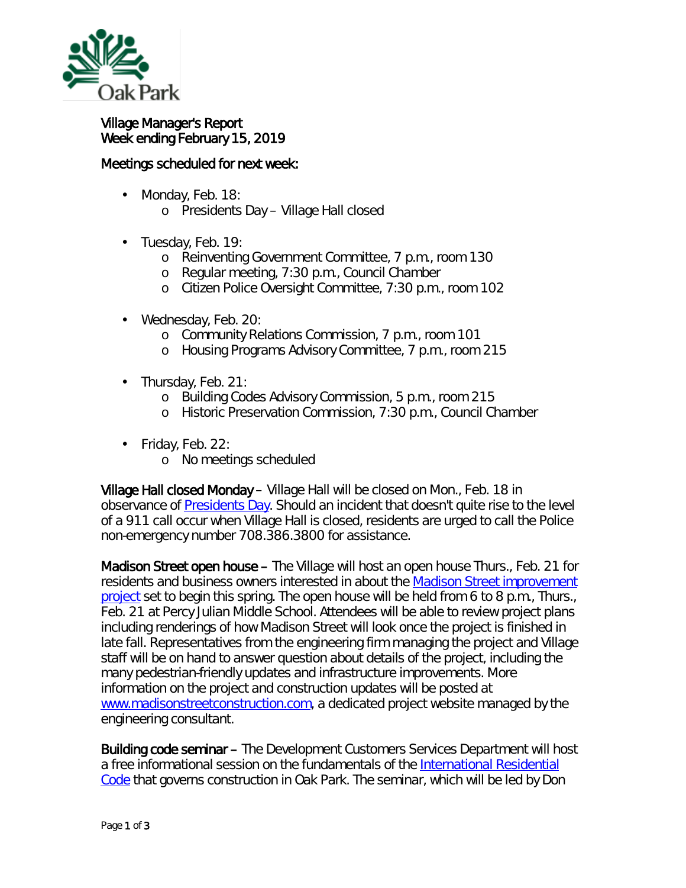Oak Park

# Village Manager's Report
## Week ending February 15, 2019

### Meetings scheduled for next week:

- Monday, Feb. 18:
  - Presidents Day – Village Hall closed
- Tuesday, Feb. 19:
  - Reinventing Government Committee, 7 p.m., room 130
  - Regular meeting, 7:30 p.m., Council Chamber
  - Citizen Police Oversight Committee, 7:30 p.m., room 102
- Wednesday, Feb. 20:
  - Community Relations Commission, 7 p.m., room 101
  - Housing Programs Advisory Committee, 7 p.m., room 215
- Thursday, Feb. 21:
  - Building Codes Advisory Commission, 5 p.m., room 215
  - Historic Preservation Commission, 7:30 p.m., Council Chamber
- Friday, Feb. 22:
  - No meetings scheduled

**Village Hall closed Monday** – Village Hall will be closed on Mon., Feb. 18 in observance of Presidents Day. Should an incident that doesn't quite rise to the level of a 911 call occur when Village Hall is closed, residents are urged to call the Police non-emergency number 708.386.3800 for assistance.

**Madison Street open house –** The Village will host an open house Thurs., Feb. 21 for residents and business owners interested in about the Madison Street improvement project set to begin this spring. The open house will be held from 6 to 8 p.m., Thurs., Feb. 21 at Percy Julian Middle School. Attendees will be able to review project plans including renderings of how Madison Street will look once the project is finished in late fall. Representatives from the engineering firm managing the project and Village staff will be on hand to answer question about details of the project, including the many pedestrian-friendly updates and infrastructure improvements. More information on the project and construction updates will be posted at www.madisonstreetconstruction.com, a dedicated project website managed by the engineering consultant.

**Building code seminar –** The Development Customers Services Department will host a free informational session on the fundamentals of the International Residential Code that governs construction in Oak Park. The seminar, which will be led by Don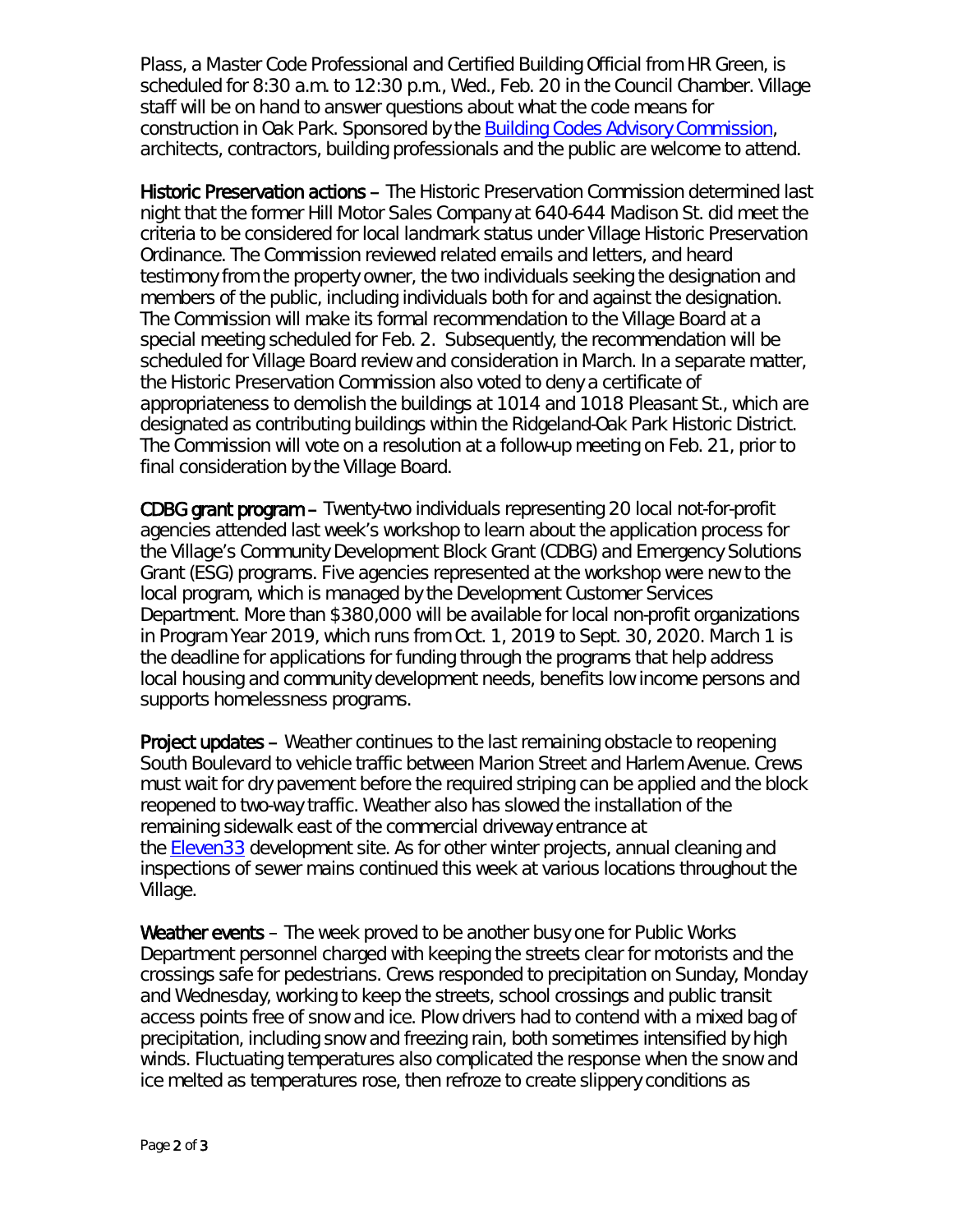Plass, a Master Code Professional and Certified Building Official from HR Green, is scheduled for 8:30 a.m. to 12:30 p.m., Wed., Feb. 20 in the Council Chamber. Village staff will be on hand to answer questions about what the code means for construction in Oak Park. Sponsored by the Building Codes Advisory Commission, architects, contractors, building professionals and the public are welcome to attend.

**Historic Preservation actions** – The Historic Preservation Commission determined last night that the former Hill Motor Sales Company at 640-644 Madison St. did meet the criteria to be considered for local landmark status under Village Historic Preservation Ordinance. The Commission reviewed related emails and letters, and heard testimony from the property owner, the two individuals seeking the designation and members of the public, including individuals both for and against the designation. The Commission will make its formal recommendation to the Village Board at a special meeting scheduled for Feb. 2. Subsequently, the recommendation will be scheduled for Village Board review and consideration in March. In a separate matter, the Historic Preservation Commission also voted to deny a certificate of appropriateness to demolish the buildings at 1014 and 1018 Pleasant St., which are designated as contributing buildings within the Ridgeland-Oak Park Historic District. The Commission will vote on a resolution at a follow-up meeting on Feb. 21, prior to final consideration by the Village Board.

**CDBG grant program** – Twenty-two individuals representing 20 local not-for-profit agencies attended last week's workshop to learn about the application process for the Village's Community Development Block Grant (CDBG) and Emergency Solutions Grant (ESG) programs. Five agencies represented at the workshop were new to the local program, which is managed by the Development Customer Services Department. More than $380,000 will be available for local non-profit organizations in Program Year 2019, which runs from Oct. 1, 2019 to Sept. 30, 2020. March 1 is the deadline for applications for funding through the programs that help address local housing and community development needs, benefits low income persons and supports homelessness programs.

**Project updates** – Weather continues to the last remaining obstacle to reopening South Boulevard to vehicle traffic between Marion Street and Harlem Avenue. Crews must wait for dry pavement before the required striping can be applied and the block reopened to two-way traffic. Weather also has slowed the installation of the remaining sidewalk east of the commercial driveway entrance at the Eleven33 development site. As for other winter projects, annual cleaning and inspections of sewer mains continued this week at various locations throughout the Village.

**Weather events** – The week proved to be another busy one for Public Works Department personnel charged with keeping the streets clear for motorists and the crossings safe for pedestrians. Crews responded to precipitation on Sunday, Monday and Wednesday, working to keep the streets, school crossings and public transit access points free of snow and ice. Plow drivers had to contend with a mixed bag of precipitation, including snow and freezing rain, both sometimes intensified by high winds. Fluctuating temperatures also complicated the response when the snow and ice melted as temperatures rose, then refroze to create slippery conditions as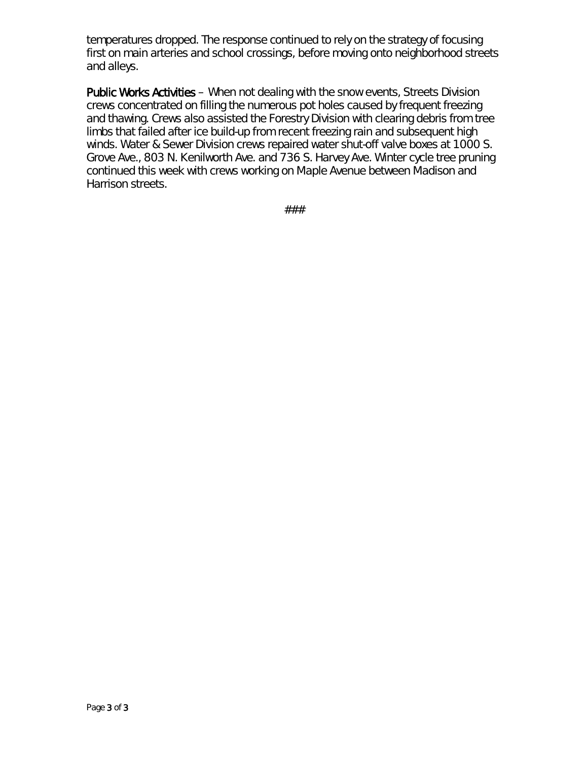temperatures dropped. The response continued to rely on the strategy of focusing first on main arteries and school crossings, before moving onto neighborhood streets and alleys.

**Public Works Activities** – When not dealing with the snow events, Streets Division crews concentrated on filling the numerous pot holes caused by frequent freezing and thawing. Crews also assisted the Forestry Division with clearing debris from tree limbs that failed after ice build-up from recent freezing rain and subsequent high winds. Water & Sewer Division crews repaired water shut-off valve boxes at 1000 S. Grove Ave., 803 N. Kenilworth Ave. and 736 S. Harvey Ave. Winter cycle tree pruning continued this week with crews working on Maple Avenue between Madison and Harrison streets.

###